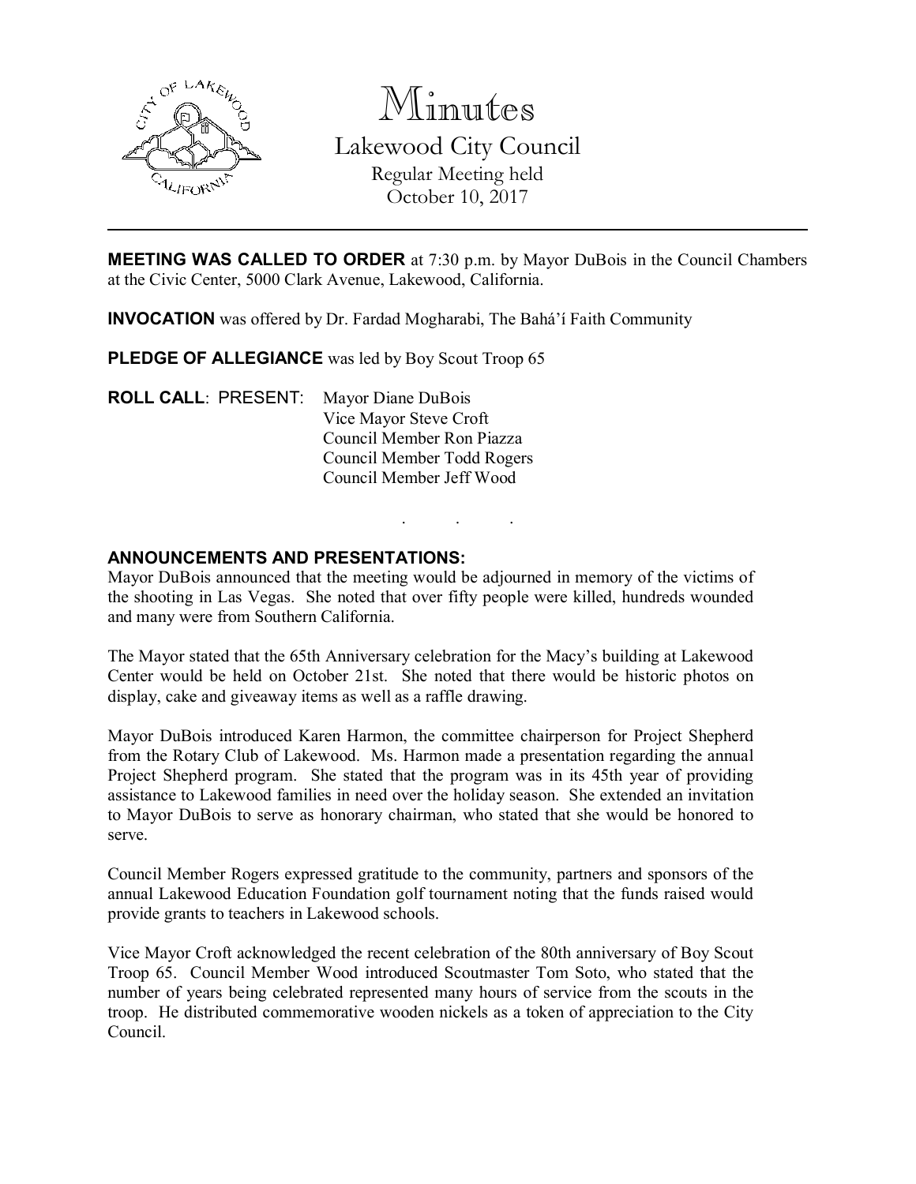# Minutes

## Lakewood City Council

Regular Meeting held
October 10, 2017

---

**MEETING WAS CALLED TO ORDER** at 7:30 p.m. by Mayor DuBois in the Council Chambers at the Civic Center, 5000 Clark Avenue, Lakewood, California.

**INVOCATION** was offered by Dr. Fardad Mogharabi, The Bahá'í Faith Community

**PLEDGE OF ALLEGIANCE** was led by Boy Scout Troop 65

**ROLL CALL**: PRESENT: Mayor Diane DuBois
Vice Mayor Steve Croft
Council Member Ron Piazza
Council Member Todd Rogers
Council Member Jeff Wood

. . .

**ANNOUNCEMENTS AND PRESENTATIONS:**

Mayor DuBois announced that the meeting would be adjourned in memory of the victims of the shooting in Las Vegas. She noted that over fifty people were killed, hundreds wounded and many were from Southern California.

The Mayor stated that the 65th Anniversary celebration for the Macy's building at Lakewood Center would be held on October 21st. She noted that there would be historic photos on display, cake and giveaway items as well as a raffle drawing.

Mayor DuBois introduced Karen Harmon, the committee chairperson for Project Shepherd from the Rotary Club of Lakewood. Ms. Harmon made a presentation regarding the annual Project Shepherd program. She stated that the program was in its 45th year of providing assistance to Lakewood families in need over the holiday season. She extended an invitation to Mayor DuBois to serve as honorary chairman, who stated that she would be honored to serve.

Council Member Rogers expressed gratitude to the community, partners and sponsors of the annual Lakewood Education Foundation golf tournament noting that the funds raised would provide grants to teachers in Lakewood schools.

Vice Mayor Croft acknowledged the recent celebration of the 80th anniversary of Boy Scout Troop 65. Council Member Wood introduced Scoutmaster Tom Soto, who stated that the number of years being celebrated represented many hours of service from the scouts in the troop. He distributed commemorative wooden nickels as a token of appreciation to the City Council.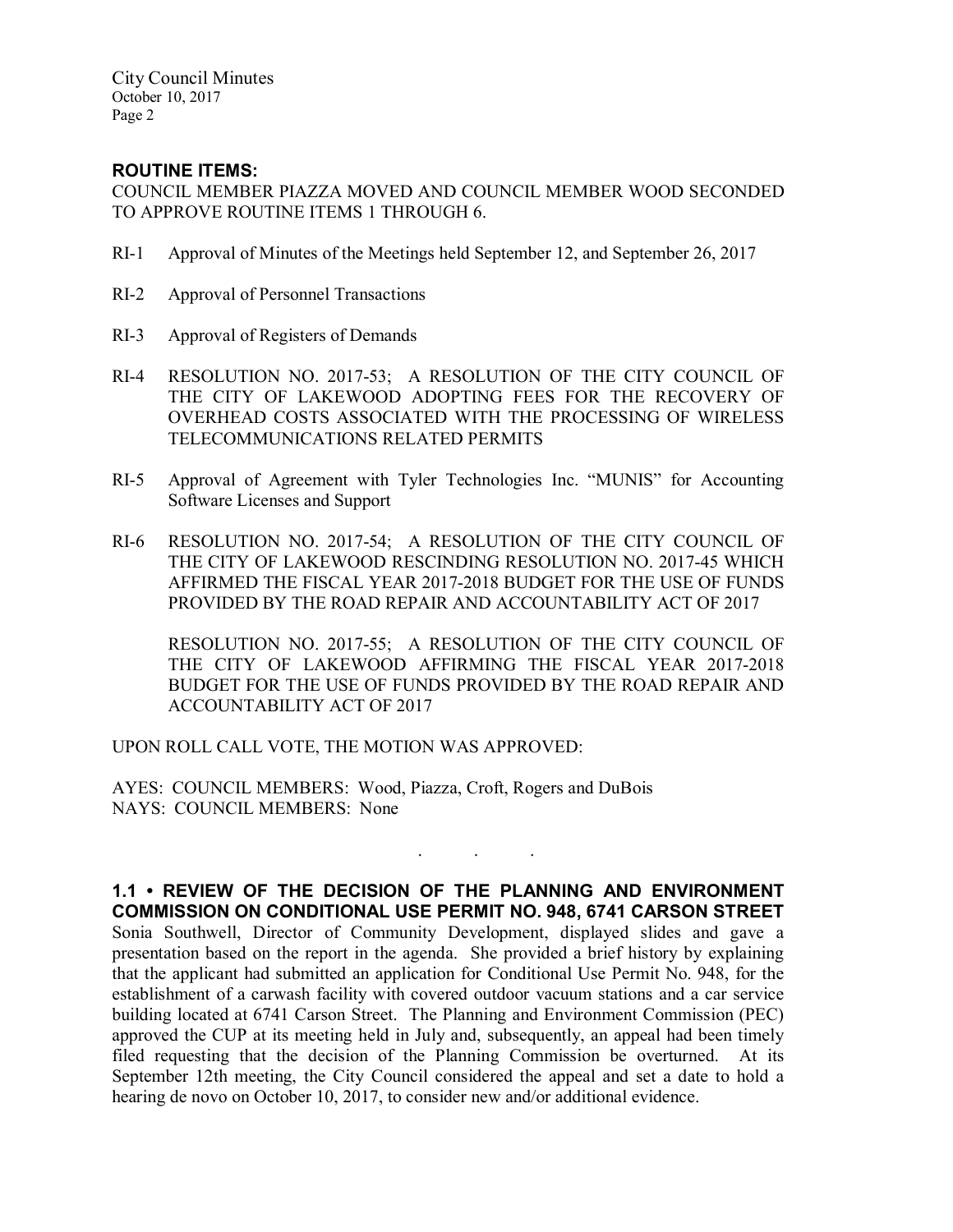## ROUTINE ITEMS:

COUNCIL MEMBER PIAZZA MOVED AND COUNCIL MEMBER WOOD SECONDED TO APPROVE ROUTINE ITEMS 1 THROUGH 6.

RI-1 Approval of Minutes of the Meetings held September 12, and September 26, 2017

RI-2 Approval of Personnel Transactions

RI-3 Approval of Registers of Demands

RI-4 RESOLUTION NO. 2017-53; A RESOLUTION OF THE CITY COUNCIL OF THE CITY OF LAKEWOOD ADOPTING FEES FOR THE RECOVERY OF OVERHEAD COSTS ASSOCIATED WITH THE PROCESSING OF WIRELESS TELECOMMUNICATIONS RELATED PERMITS

RI-5 Approval of Agreement with Tyler Technologies Inc. "MUNIS" for Accounting Software Licenses and Support

RI-6 RESOLUTION NO. 2017-54; A RESOLUTION OF THE CITY COUNCIL OF THE CITY OF LAKEWOOD RESCINDING RESOLUTION NO. 2017-45 WHICH AFFIRMED THE FISCAL YEAR 2017-2018 BUDGET FOR THE USE OF FUNDS PROVIDED BY THE ROAD REPAIR AND ACCOUNTABILITY ACT OF 2017

RESOLUTION NO. 2017-55; A RESOLUTION OF THE CITY COUNCIL OF THE CITY OF LAKEWOOD AFFIRMING THE FISCAL YEAR 2017-2018 BUDGET FOR THE USE OF FUNDS PROVIDED BY THE ROAD REPAIR AND ACCOUNTABILITY ACT OF 2017

UPON ROLL CALL VOTE, THE MOTION WAS APPROVED:

AYES: COUNCIL MEMBERS: Wood, Piazza, Croft, Rogers and DuBois
NAYS: COUNCIL MEMBERS: None

. . .

## 1.1 • REVIEW OF THE DECISION OF THE PLANNING AND ENVIRONMENT COMMISSION ON CONDITIONAL USE PERMIT NO. 948, 6741 CARSON STREET

Sonia Southwell, Director of Community Development, displayed slides and gave a presentation based on the report in the agenda. She provided a brief history by explaining that the applicant had submitted an application for Conditional Use Permit No. 948, for the establishment of a carwash facility with covered outdoor vacuum stations and a car service building located at 6741 Carson Street. The Planning and Environment Commission (PEC) approved the CUP at its meeting held in July and, subsequently, an appeal had been timely filed requesting that the decision of the Planning Commission be overturned. At its September 12th meeting, the City Council considered the appeal and set a date to hold a hearing de novo on October 10, 2017, to consider new and/or additional evidence.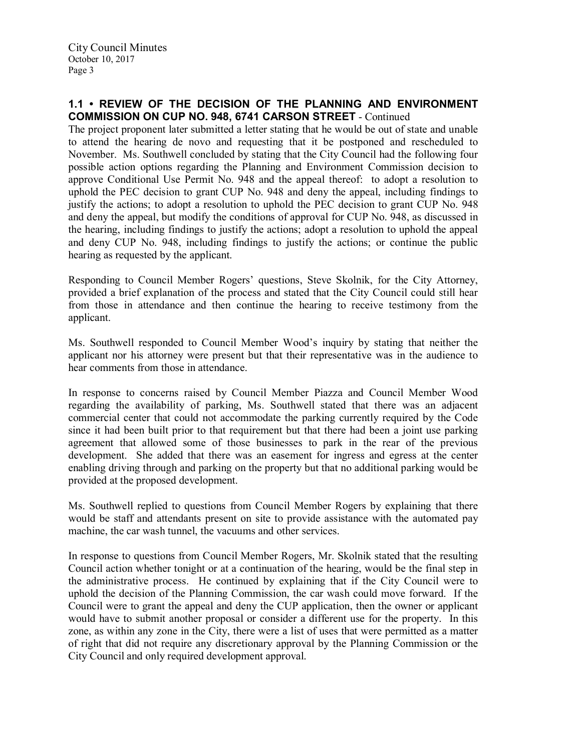## 1.1 • REVIEW OF THE DECISION OF THE PLANNING AND ENVIRONMENT COMMISSION ON CUP NO. 948, 6741 CARSON STREET - Continued

The project proponent later submitted a letter stating that he would be out of state and unable to attend the hearing de novo and requesting that it be postponed and rescheduled to November. Ms. Southwell concluded by stating that the City Council had the following four possible action options regarding the Planning and Environment Commission decision to approve Conditional Use Permit No. 948 and the appeal thereof: to adopt a resolution to uphold the PEC decision to grant CUP No. 948 and deny the appeal, including findings to justify the actions; to adopt a resolution to uphold the PEC decision to grant CUP No. 948 and deny the appeal, but modify the conditions of approval for CUP No. 948, as discussed in the hearing, including findings to justify the actions; adopt a resolution to uphold the appeal and deny CUP No. 948, including findings to justify the actions; or continue the public hearing as requested by the applicant.

Responding to Council Member Rogers' questions, Steve Skolnik, for the City Attorney, provided a brief explanation of the process and stated that the City Council could still hear from those in attendance and then continue the hearing to receive testimony from the applicant.

Ms. Southwell responded to Council Member Wood's inquiry by stating that neither the applicant nor his attorney were present but that their representative was in the audience to hear comments from those in attendance.

In response to concerns raised by Council Member Piazza and Council Member Wood regarding the availability of parking, Ms. Southwell stated that there was an adjacent commercial center that could not accommodate the parking currently required by the Code since it had been built prior to that requirement but that there had been a joint use parking agreement that allowed some of those businesses to park in the rear of the previous development. She added that there was an easement for ingress and egress at the center enabling driving through and parking on the property but that no additional parking would be provided at the proposed development.

Ms. Southwell replied to questions from Council Member Rogers by explaining that there would be staff and attendants present on site to provide assistance with the automated pay machine, the car wash tunnel, the vacuums and other services.

In response to questions from Council Member Rogers, Mr. Skolnik stated that the resulting Council action whether tonight or at a continuation of the hearing, would be the final step in the administrative process. He continued by explaining that if the City Council were to uphold the decision of the Planning Commission, the car wash could move forward. If the Council were to grant the appeal and deny the CUP application, then the owner or applicant would have to submit another proposal or consider a different use for the property. In this zone, as within any zone in the City, there were a list of uses that were permitted as a matter of right that did not require any discretionary approval by the Planning Commission or the City Council and only required development approval.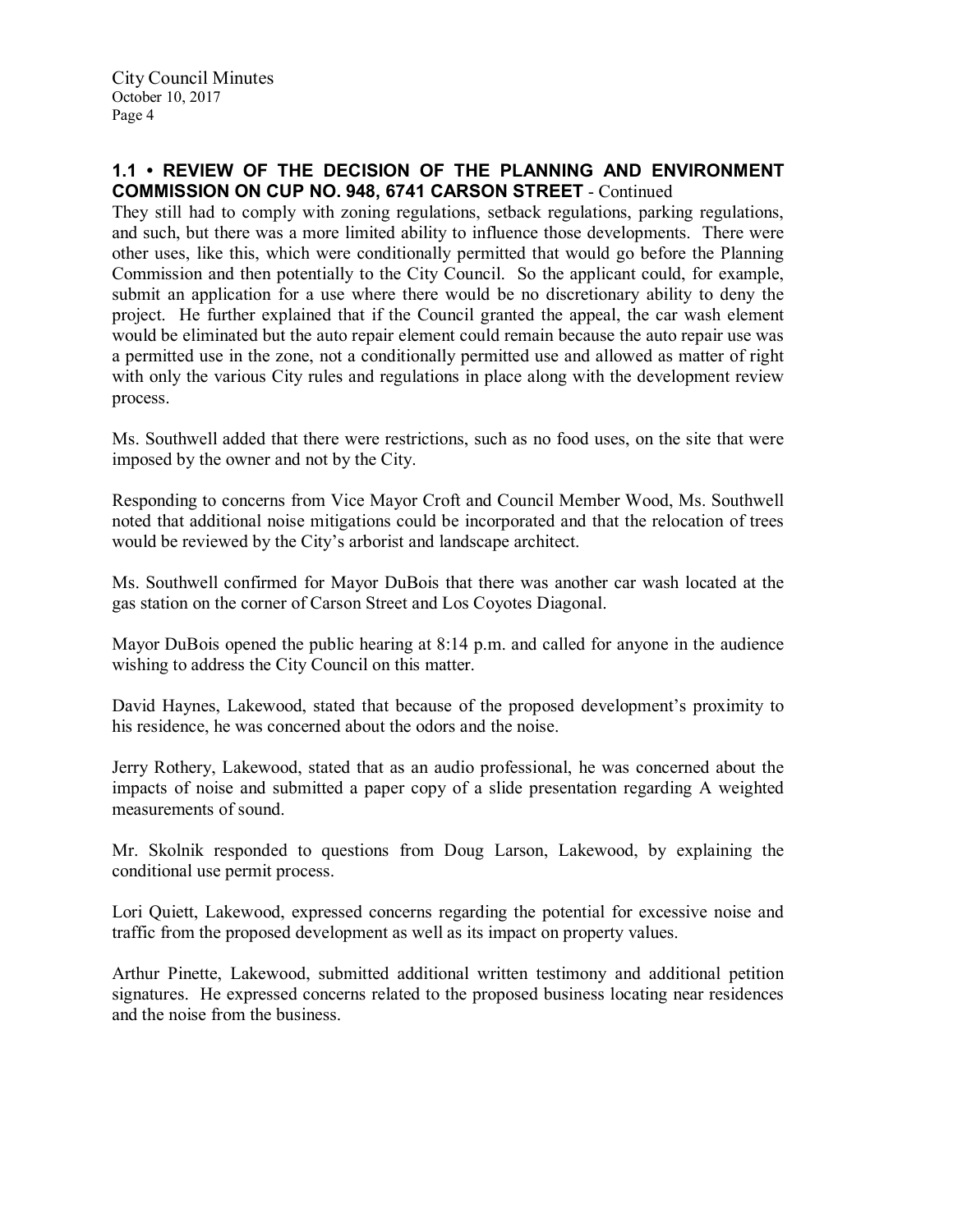**1.1 • REVIEW OF THE DECISION OF THE PLANNING AND ENVIRONMENT COMMISSION ON CUP NO. 948, 6741 CARSON STREET** - Continued

They still had to comply with zoning regulations, setback regulations, parking regulations, and such, but there was a more limited ability to influence those developments. There were other uses, like this, which were conditionally permitted that would go before the Planning Commission and then potentially to the City Council. So the applicant could, for example, submit an application for a use where there would be no discretionary ability to deny the project. He further explained that if the Council granted the appeal, the car wash element would be eliminated but the auto repair element could remain because the auto repair use was a permitted use in the zone, not a conditionally permitted use and allowed as matter of right with only the various City rules and regulations in place along with the development review process.

Ms. Southwell added that there were restrictions, such as no food uses, on the site that were imposed by the owner and not by the City.

Responding to concerns from Vice Mayor Croft and Council Member Wood, Ms. Southwell noted that additional noise mitigations could be incorporated and that the relocation of trees would be reviewed by the City's arborist and landscape architect.

Ms. Southwell confirmed for Mayor DuBois that there was another car wash located at the gas station on the corner of Carson Street and Los Coyotes Diagonal.

Mayor DuBois opened the public hearing at 8:14 p.m. and called for anyone in the audience wishing to address the City Council on this matter.

David Haynes, Lakewood, stated that because of the proposed development's proximity to his residence, he was concerned about the odors and the noise.

Jerry Rothery, Lakewood, stated that as an audio professional, he was concerned about the impacts of noise and submitted a paper copy of a slide presentation regarding A weighted measurements of sound.

Mr. Skolnik responded to questions from Doug Larson, Lakewood, by explaining the conditional use permit process.

Lori Quiett, Lakewood, expressed concerns regarding the potential for excessive noise and traffic from the proposed development as well as its impact on property values.

Arthur Pinette, Lakewood, submitted additional written testimony and additional petition signatures. He expressed concerns related to the proposed business locating near residences and the noise from the business.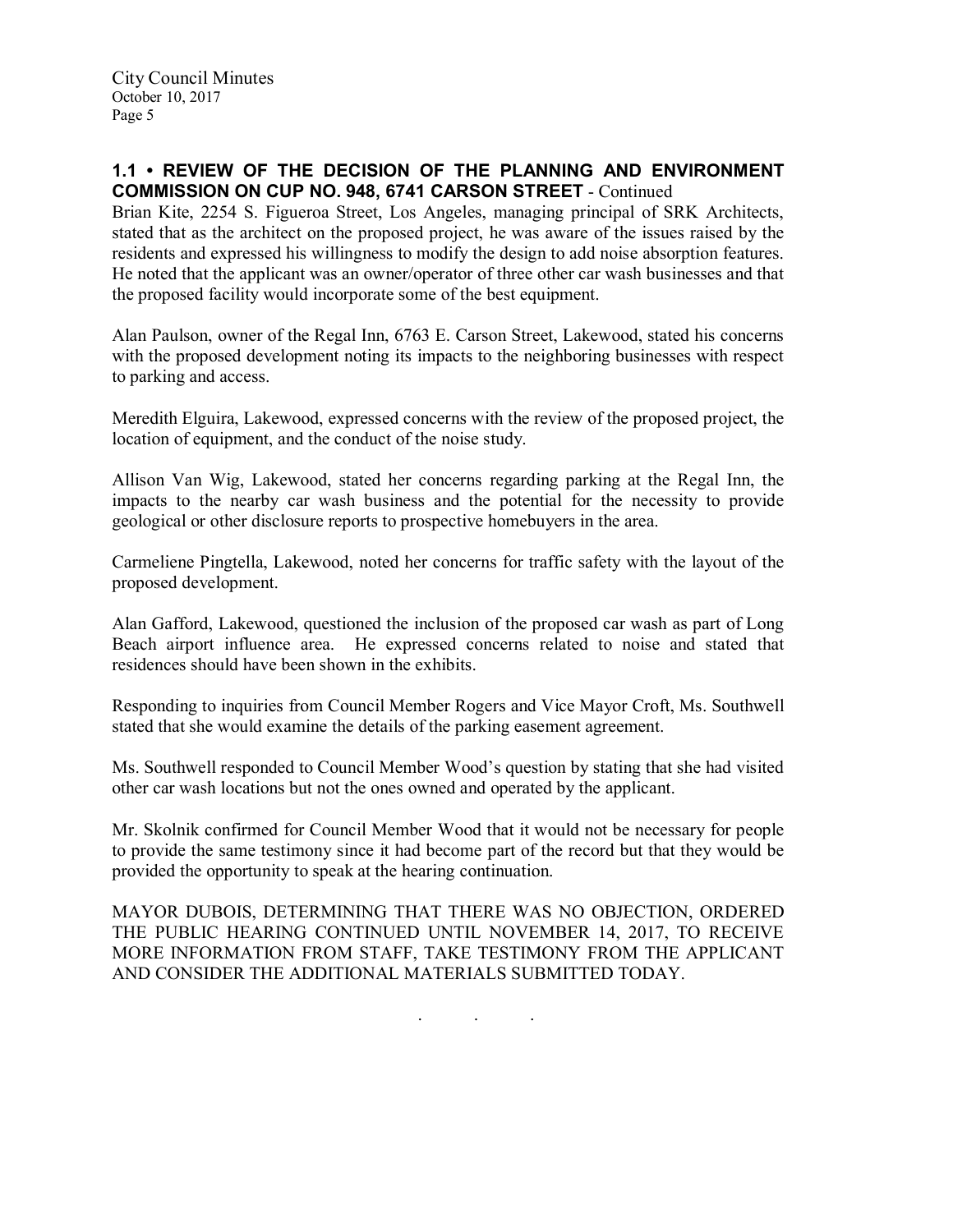### 1.1 • REVIEW OF THE DECISION OF THE PLANNING AND ENVIRONMENT COMMISSION ON CUP NO. 948, 6741 CARSON STREET - Continued

Brian Kite, 2254 S. Figueroa Street, Los Angeles, managing principal of SRK Architects, stated that as the architect on the proposed project, he was aware of the issues raised by the residents and expressed his willingness to modify the design to add noise absorption features. He noted that the applicant was an owner/operator of three other car wash businesses and that the proposed facility would incorporate some of the best equipment.

Alan Paulson, owner of the Regal Inn, 6763 E. Carson Street, Lakewood, stated his concerns with the proposed development noting its impacts to the neighboring businesses with respect to parking and access.

Meredith Elguira, Lakewood, expressed concerns with the review of the proposed project, the location of equipment, and the conduct of the noise study.

Allison Van Wig, Lakewood, stated her concerns regarding parking at the Regal Inn, the impacts to the nearby car wash business and the potential for the necessity to provide geological or other disclosure reports to prospective homebuyers in the area.

Carmeliene Pingtella, Lakewood, noted her concerns for traffic safety with the layout of the proposed development.

Alan Gafford, Lakewood, questioned the inclusion of the proposed car wash as part of Long Beach airport influence area. He expressed concerns related to noise and stated that residences should have been shown in the exhibits.

Responding to inquiries from Council Member Rogers and Vice Mayor Croft, Ms. Southwell stated that she would examine the details of the parking easement agreement.

Ms. Southwell responded to Council Member Wood's question by stating that she had visited other car wash locations but not the ones owned and operated by the applicant.

Mr. Skolnik confirmed for Council Member Wood that it would not be necessary for people to provide the same testimony since it had become part of the record but that they would be provided the opportunity to speak at the hearing continuation.

MAYOR DUBOIS, DETERMINING THAT THERE WAS NO OBJECTION, ORDERED THE PUBLIC HEARING CONTINUED UNTIL NOVEMBER 14, 2017, TO RECEIVE MORE INFORMATION FROM STAFF, TAKE TESTIMONY FROM THE APPLICANT AND CONSIDER THE ADDITIONAL MATERIALS SUBMITTED TODAY.

. . .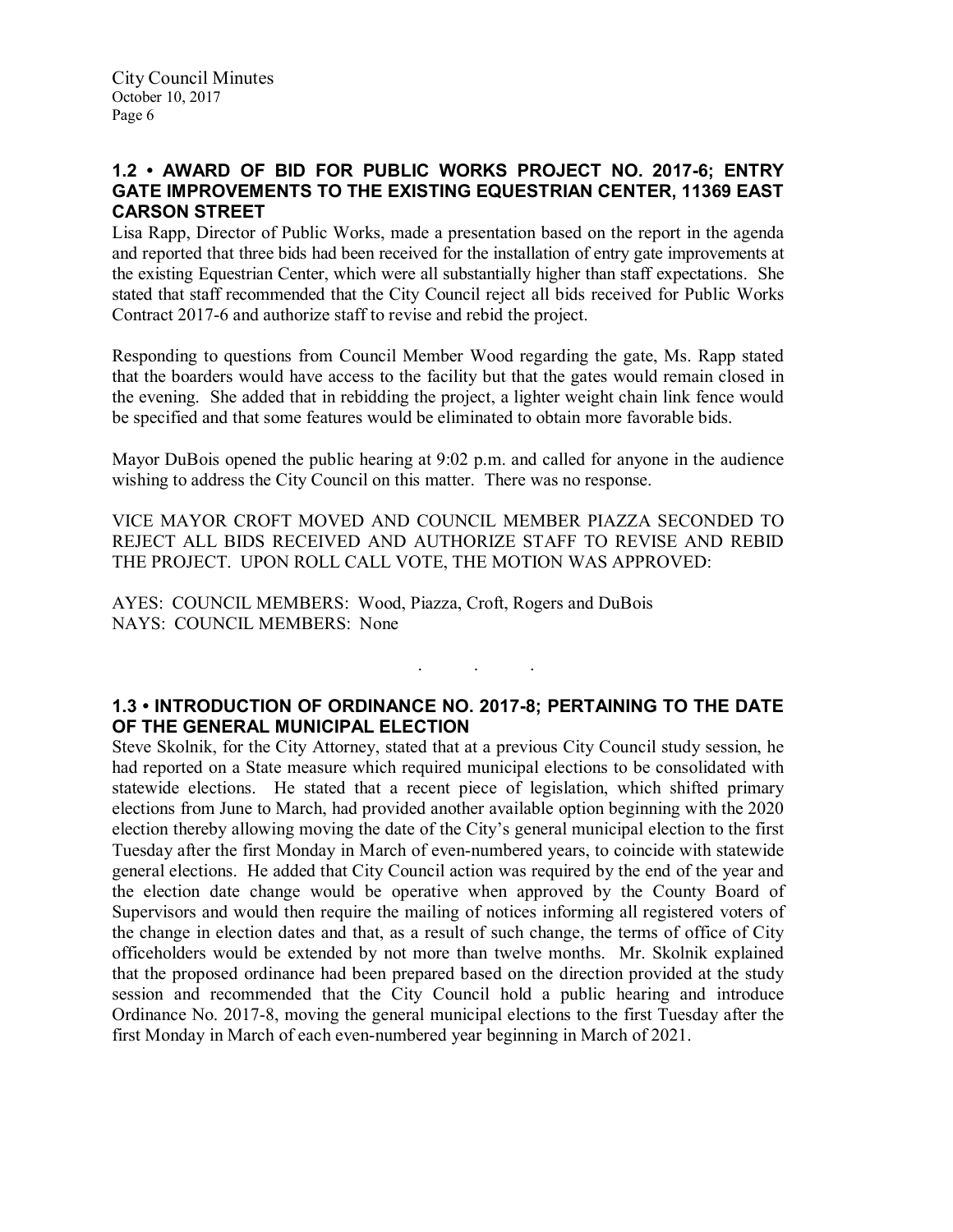### 1.2 • AWARD OF BID FOR PUBLIC WORKS PROJECT NO. 2017-6; ENTRY GATE IMPROVEMENTS TO THE EXISTING EQUESTRIAN CENTER, 11369 EAST CARSON STREET

Lisa Rapp, Director of Public Works, made a presentation based on the report in the agenda and reported that three bids had been received for the installation of entry gate improvements at the existing Equestrian Center, which were all substantially higher than staff expectations. She stated that staff recommended that the City Council reject all bids received for Public Works Contract 2017-6 and authorize staff to revise and rebid the project.

Responding to questions from Council Member Wood regarding the gate, Ms. Rapp stated that the boarders would have access to the facility but that the gates would remain closed in the evening. She added that in rebidding the project, a lighter weight chain link fence would be specified and that some features would be eliminated to obtain more favorable bids.

Mayor DuBois opened the public hearing at 9:02 p.m. and called for anyone in the audience wishing to address the City Council on this matter. There was no response.

VICE MAYOR CROFT MOVED AND COUNCIL MEMBER PIAZZA SECONDED TO REJECT ALL BIDS RECEIVED AND AUTHORIZE STAFF TO REVISE AND REBID THE PROJECT. UPON ROLL CALL VOTE, THE MOTION WAS APPROVED:

AYES: COUNCIL MEMBERS: Wood, Piazza, Croft, Rogers and DuBois
NAYS: COUNCIL MEMBERS: None

. . .

### 1.3 • INTRODUCTION OF ORDINANCE NO. 2017-8; PERTAINING TO THE DATE OF THE GENERAL MUNICIPAL ELECTION

Steve Skolnik, for the City Attorney, stated that at a previous City Council study session, he had reported on a State measure which required municipal elections to be consolidated with statewide elections. He stated that a recent piece of legislation, which shifted primary elections from June to March, had provided another available option beginning with the 2020 election thereby allowing moving the date of the City's general municipal election to the first Tuesday after the first Monday in March of even-numbered years, to coincide with statewide general elections. He added that City Council action was required by the end of the year and the election date change would be operative when approved by the County Board of Supervisors and would then require the mailing of notices informing all registered voters of the change in election dates and that, as a result of such change, the terms of office of City officeholders would be extended by not more than twelve months. Mr. Skolnik explained that the proposed ordinance had been prepared based on the direction provided at the study session and recommended that the City Council hold a public hearing and introduce Ordinance No. 2017-8, moving the general municipal elections to the first Tuesday after the first Monday in March of each even-numbered year beginning in March of 2021.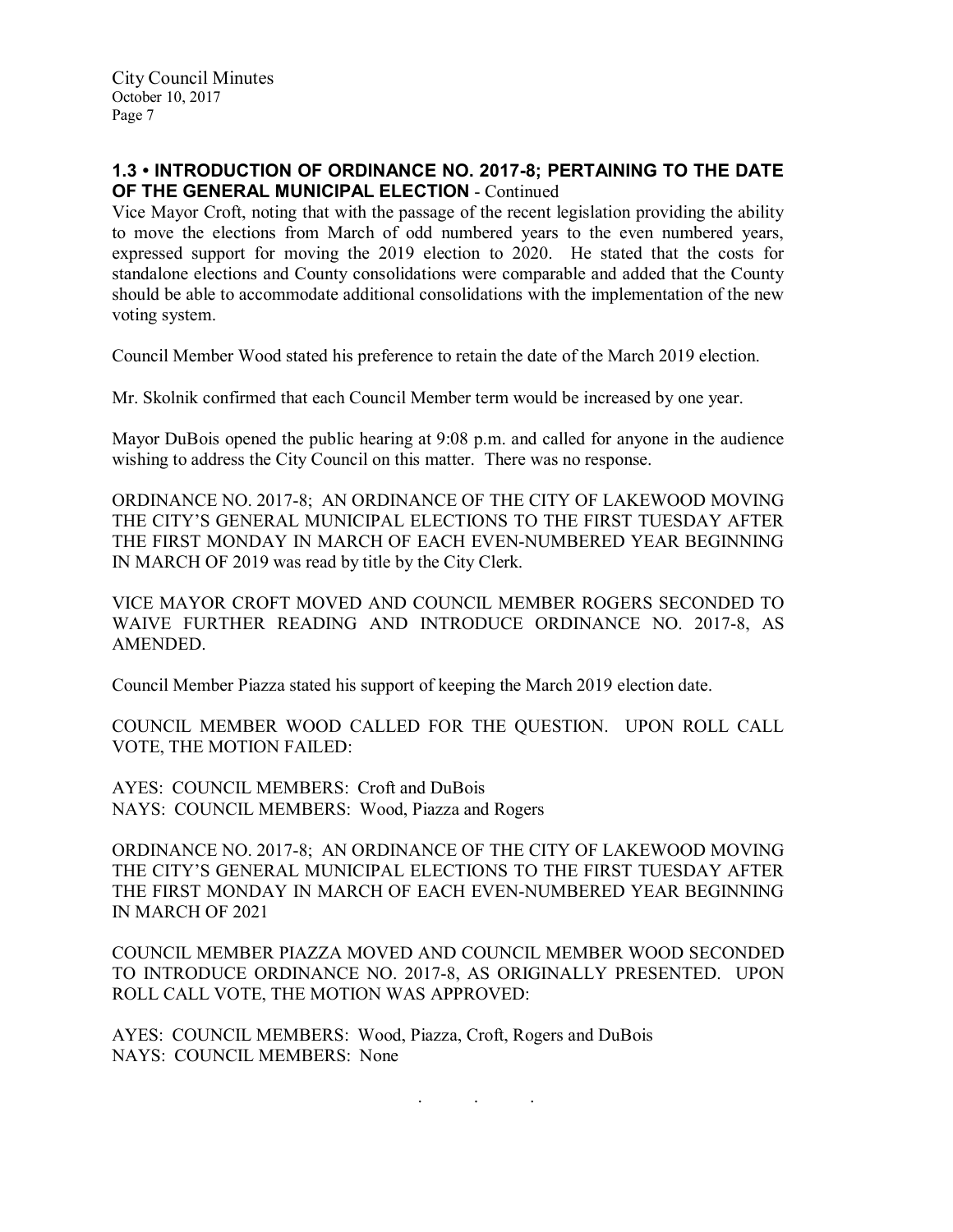### 1.3 • INTRODUCTION OF ORDINANCE NO. 2017-8; PERTAINING TO THE DATE OF THE GENERAL MUNICIPAL ELECTION - Continued

Vice Mayor Croft, noting that with the passage of the recent legislation providing the ability to move the elections from March of odd numbered years to the even numbered years, expressed support for moving the 2019 election to 2020. He stated that the costs for standalone elections and County consolidations were comparable and added that the County should be able to accommodate additional consolidations with the implementation of the new voting system.

Council Member Wood stated his preference to retain the date of the March 2019 election.

Mr. Skolnik confirmed that each Council Member term would be increased by one year.

Mayor DuBois opened the public hearing at 9:08 p.m. and called for anyone in the audience wishing to address the City Council on this matter. There was no response.

ORDINANCE NO. 2017-8; AN ORDINANCE OF THE CITY OF LAKEWOOD MOVING THE CITY'S GENERAL MUNICIPAL ELECTIONS TO THE FIRST TUESDAY AFTER THE FIRST MONDAY IN MARCH OF EACH EVEN-NUMBERED YEAR BEGINNING IN MARCH OF 2019 was read by title by the City Clerk.

VICE MAYOR CROFT MOVED AND COUNCIL MEMBER ROGERS SECONDED TO WAIVE FURTHER READING AND INTRODUCE ORDINANCE NO. 2017-8, AS AMENDED.

Council Member Piazza stated his support of keeping the March 2019 election date.

COUNCIL MEMBER WOOD CALLED FOR THE QUESTION. UPON ROLL CALL VOTE, THE MOTION FAILED:

AYES: COUNCIL MEMBERS: Croft and DuBois
NAYS: COUNCIL MEMBERS: Wood, Piazza and Rogers

ORDINANCE NO. 2017-8; AN ORDINANCE OF THE CITY OF LAKEWOOD MOVING THE CITY'S GENERAL MUNICIPAL ELECTIONS TO THE FIRST TUESDAY AFTER THE FIRST MONDAY IN MARCH OF EACH EVEN-NUMBERED YEAR BEGINNING IN MARCH OF 2021

COUNCIL MEMBER PIAZZA MOVED AND COUNCIL MEMBER WOOD SECONDED TO INTRODUCE ORDINANCE NO. 2017-8, AS ORIGINALLY PRESENTED. UPON ROLL CALL VOTE, THE MOTION WAS APPROVED:

AYES: COUNCIL MEMBERS: Wood, Piazza, Croft, Rogers and DuBois
NAYS: COUNCIL MEMBERS: None

. . .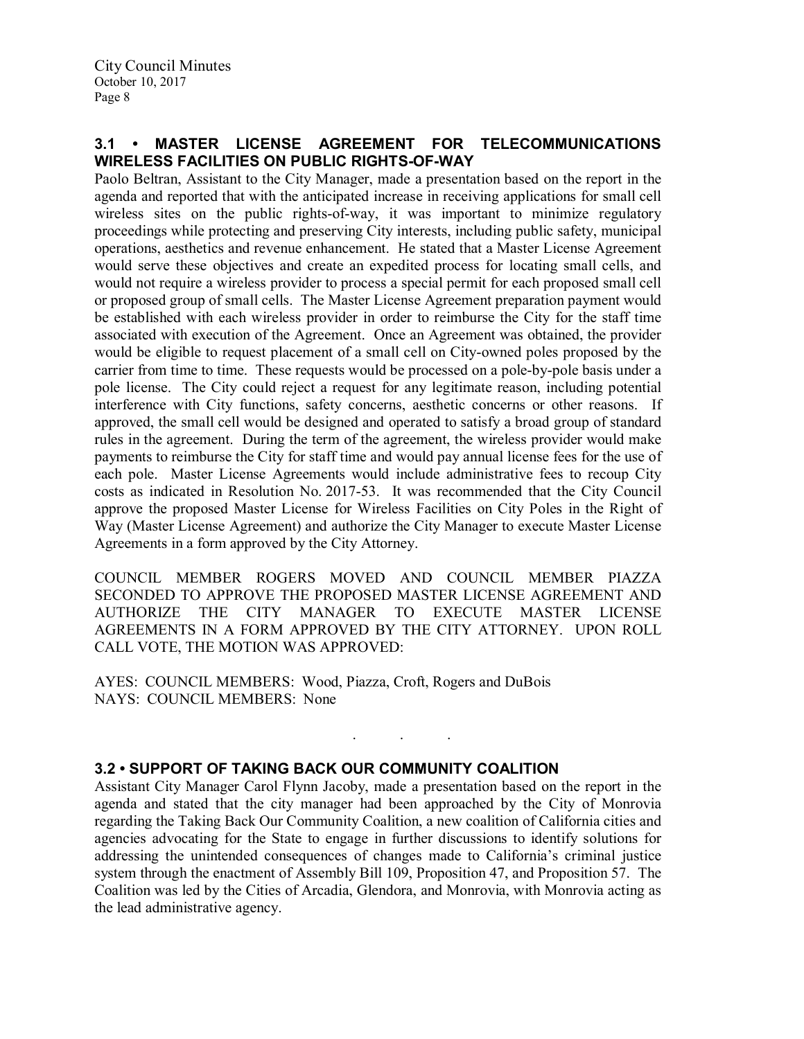### 3.1 • MASTER LICENSE AGREEMENT FOR TELECOMMUNICATIONS WIRELESS FACILITIES ON PUBLIC RIGHTS-OF-WAY

Paolo Beltran, Assistant to the City Manager, made a presentation based on the report in the agenda and reported that with the anticipated increase in receiving applications for small cell wireless sites on the public rights-of-way, it was important to minimize regulatory proceedings while protecting and preserving City interests, including public safety, municipal operations, aesthetics and revenue enhancement. He stated that a Master License Agreement would serve these objectives and create an expedited process for locating small cells, and would not require a wireless provider to process a special permit for each proposed small cell or proposed group of small cells. The Master License Agreement preparation payment would be established with each wireless provider in order to reimburse the City for the staff time associated with execution of the Agreement. Once an Agreement was obtained, the provider would be eligible to request placement of a small cell on City-owned poles proposed by the carrier from time to time. These requests would be processed on a pole-by-pole basis under a pole license. The City could reject a request for any legitimate reason, including potential interference with City functions, safety concerns, aesthetic concerns or other reasons. If approved, the small cell would be designed and operated to satisfy a broad group of standard rules in the agreement. During the term of the agreement, the wireless provider would make payments to reimburse the City for staff time and would pay annual license fees for the use of each pole. Master License Agreements would include administrative fees to recoup City costs as indicated in Resolution No. 2017-53. It was recommended that the City Council approve the proposed Master License for Wireless Facilities on City Poles in the Right of Way (Master License Agreement) and authorize the City Manager to execute Master License Agreements in a form approved by the City Attorney.

COUNCIL MEMBER ROGERS MOVED AND COUNCIL MEMBER PIAZZA SECONDED TO APPROVE THE PROPOSED MASTER LICENSE AGREEMENT AND AUTHORIZE THE CITY MANAGER TO EXECUTE MASTER LICENSE AGREEMENTS IN A FORM APPROVED BY THE CITY ATTORNEY. UPON ROLL CALL VOTE, THE MOTION WAS APPROVED:

AYES: COUNCIL MEMBERS: Wood, Piazza, Croft, Rogers and DuBois
NAYS: COUNCIL MEMBERS: None

. . .

### 3.2 • SUPPORT OF TAKING BACK OUR COMMUNITY COALITION

Assistant City Manager Carol Flynn Jacoby, made a presentation based on the report in the agenda and stated that the city manager had been approached by the City of Monrovia regarding the Taking Back Our Community Coalition, a new coalition of California cities and agencies advocating for the State to engage in further discussions to identify solutions for addressing the unintended consequences of changes made to California's criminal justice system through the enactment of Assembly Bill 109, Proposition 47, and Proposition 57. The Coalition was led by the Cities of Arcadia, Glendora, and Monrovia, with Monrovia acting as the lead administrative agency.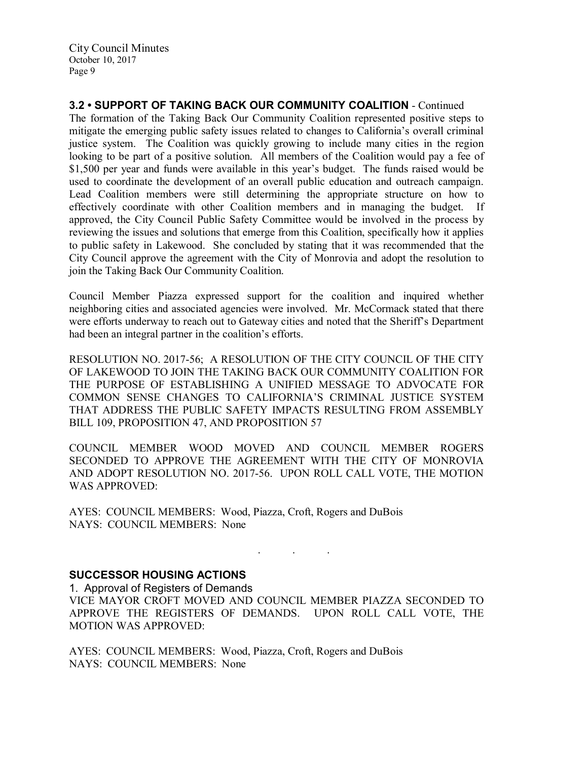### 3.2 • SUPPORT OF TAKING BACK OUR COMMUNITY COALITION - Continued

The formation of the Taking Back Our Community Coalition represented positive steps to mitigate the emerging public safety issues related to changes to California's overall criminal justice system. The Coalition was quickly growing to include many cities in the region looking to be part of a positive solution. All members of the Coalition would pay a fee of $1,500 per year and funds were available in this year's budget. The funds raised would be used to coordinate the development of an overall public education and outreach campaign. Lead Coalition members were still determining the appropriate structure on how to effectively coordinate with other Coalition members and in managing the budget. If approved, the City Council Public Safety Committee would be involved in the process by reviewing the issues and solutions that emerge from this Coalition, specifically how it applies to public safety in Lakewood. She concluded by stating that it was recommended that the City Council approve the agreement with the City of Monrovia and adopt the resolution to join the Taking Back Our Community Coalition.

Council Member Piazza expressed support for the coalition and inquired whether neighboring cities and associated agencies were involved. Mr. McCormack stated that there were efforts underway to reach out to Gateway cities and noted that the Sheriff's Department had been an integral partner in the coalition's efforts.

RESOLUTION NO. 2017-56; A RESOLUTION OF THE CITY COUNCIL OF THE CITY OF LAKEWOOD TO JOIN THE TAKING BACK OUR COMMUNITY COALITION FOR THE PURPOSE OF ESTABLISHING A UNIFIED MESSAGE TO ADVOCATE FOR COMMON SENSE CHANGES TO CALIFORNIA'S CRIMINAL JUSTICE SYSTEM THAT ADDRESS THE PUBLIC SAFETY IMPACTS RESULTING FROM ASSEMBLY BILL 109, PROPOSITION 47, AND PROPOSITION 57

COUNCIL MEMBER WOOD MOVED AND COUNCIL MEMBER ROGERS SECONDED TO APPROVE THE AGREEMENT WITH THE CITY OF MONROVIA AND ADOPT RESOLUTION NO. 2017-56. UPON ROLL CALL VOTE, THE MOTION WAS APPROVED:

AYES: COUNCIL MEMBERS: Wood, Piazza, Croft, Rogers and DuBois
NAYS: COUNCIL MEMBERS: None

. . .

### SUCCESSOR HOUSING ACTIONS

1. Approval of Registers of Demands

VICE MAYOR CROFT MOVED AND COUNCIL MEMBER PIAZZA SECONDED TO APPROVE THE REGISTERS OF DEMANDS. UPON ROLL CALL VOTE, THE MOTION WAS APPROVED:

AYES: COUNCIL MEMBERS: Wood, Piazza, Croft, Rogers and DuBois
NAYS: COUNCIL MEMBERS: None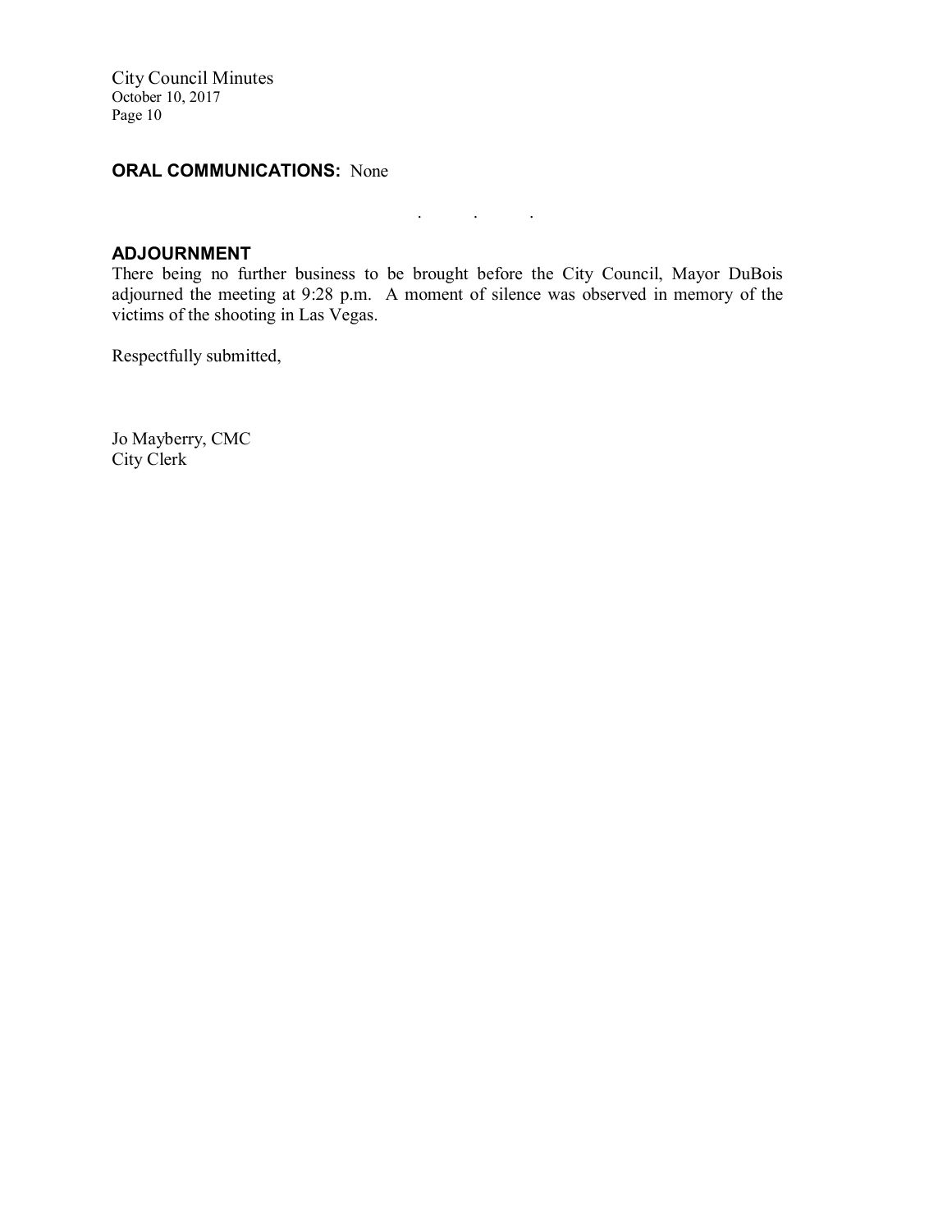**ORAL COMMUNICATIONS:** None

. . .

## ADJOURNMENT

There being no further business to be brought before the City Council, Mayor DuBois adjourned the meeting at 9:28 p.m. A moment of silence was observed in memory of the victims of the shooting in Las Vegas.

Respectfully submitted,

Jo Mayberry, CMC
City Clerk